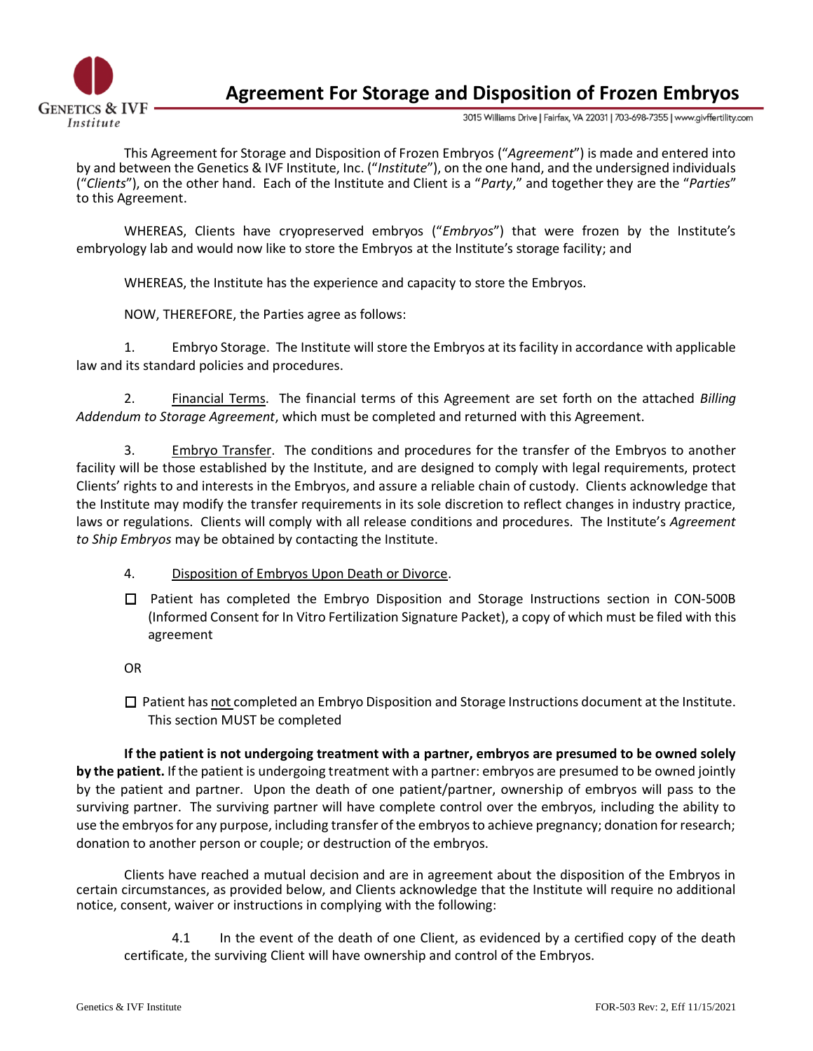# Agreement For Storage and Disposition of Frozen Embryos

GENETICS & IVF Institute

3015 Williams Drive | Fairfax, VA 22031 | 703-698-7355 | www.givffertility.com

This Agreement for Storage and Disposition of Frozen Embryos ("*Agreement*") is made and entered into by and between the Genetics & IVF Institute, Inc. ("*Institute*"), on the one hand, and the undersigned individuals ("*Clients*"), on the other hand. Each of the Institute and Client is a "*Party*," and together they are the "*Parties*" to this Agreement.

WHEREAS, Clients have cryopreserved embryos ("*Embryos*") that were frozen by the Institute's embryology lab and would now like to store the Embryos at the Institute's storage facility; and

WHEREAS, the Institute has the experience and capacity to store the Embryos.

NOW, THEREFORE, the Parties agree as follows:

1. Embryo Storage. The Institute will store the Embryos at its facility in accordance with applicable law and its standard policies and procedures.

2. <u>Financial Terms</u>. The financial terms of this Agreement are set forth on the attached *Billing Addendum to Storage Agreement*, which must be completed and returned with this Agreement.

3. <u>Embryo Transfer</u>. The conditions and procedures for the transfer of the Embryos to another facility will be those established by the Institute, and are designed to comply with legal requirements, protect Clients' rights to and interests in the Embryos, and assure a reliable chain of custody. Clients acknowledge that the Institute may modify the transfer requirements in its sole discretion to reflect changes in industry practice, laws or regulations. Clients will comply with all release conditions and procedures. The Institute's *Agreement to Ship Embryos* may be obtained by contacting the Institute.

4. <u>Disposition of Embryos Upon Death or Divorce</u>.

☐ Patient has completed the Embryo Disposition and Storage Instructions section in CON-500B (Informed Consent for In Vitro Fertilization Signature Packet), a copy of which must be filed with this agreement

OR

☐ Patient has <u>not</u> completed an Embryo Disposition and Storage Instructions document at the Institute. This section MUST be completed

**If the patient is not undergoing treatment with a partner, embryos are presumed to be owned solely by the patient.** If the patient is undergoing treatment with a partner: embryos are presumed to be owned jointly by the patient and partner. Upon the death of one patient/partner, ownership of embryos will pass to the surviving partner. The surviving partner will have complete control over the embryos, including the ability to use the embryos for any purpose, including transfer of the embryos to achieve pregnancy; donation for research; donation to another person or couple; or destruction of the embryos.

Clients have reached a mutual decision and are in agreement about the disposition of the Embryos in certain circumstances, as provided below, and Clients acknowledge that the Institute will require no additional notice, consent, waiver or instructions in complying with the following:

4.1 In the event of the death of one Client, as evidenced by a certified copy of the death certificate, the surviving Client will have ownership and control of the Embryos.

Genetics & IVF Institute FOR-503 Rev: 2, Eff 11/15/2021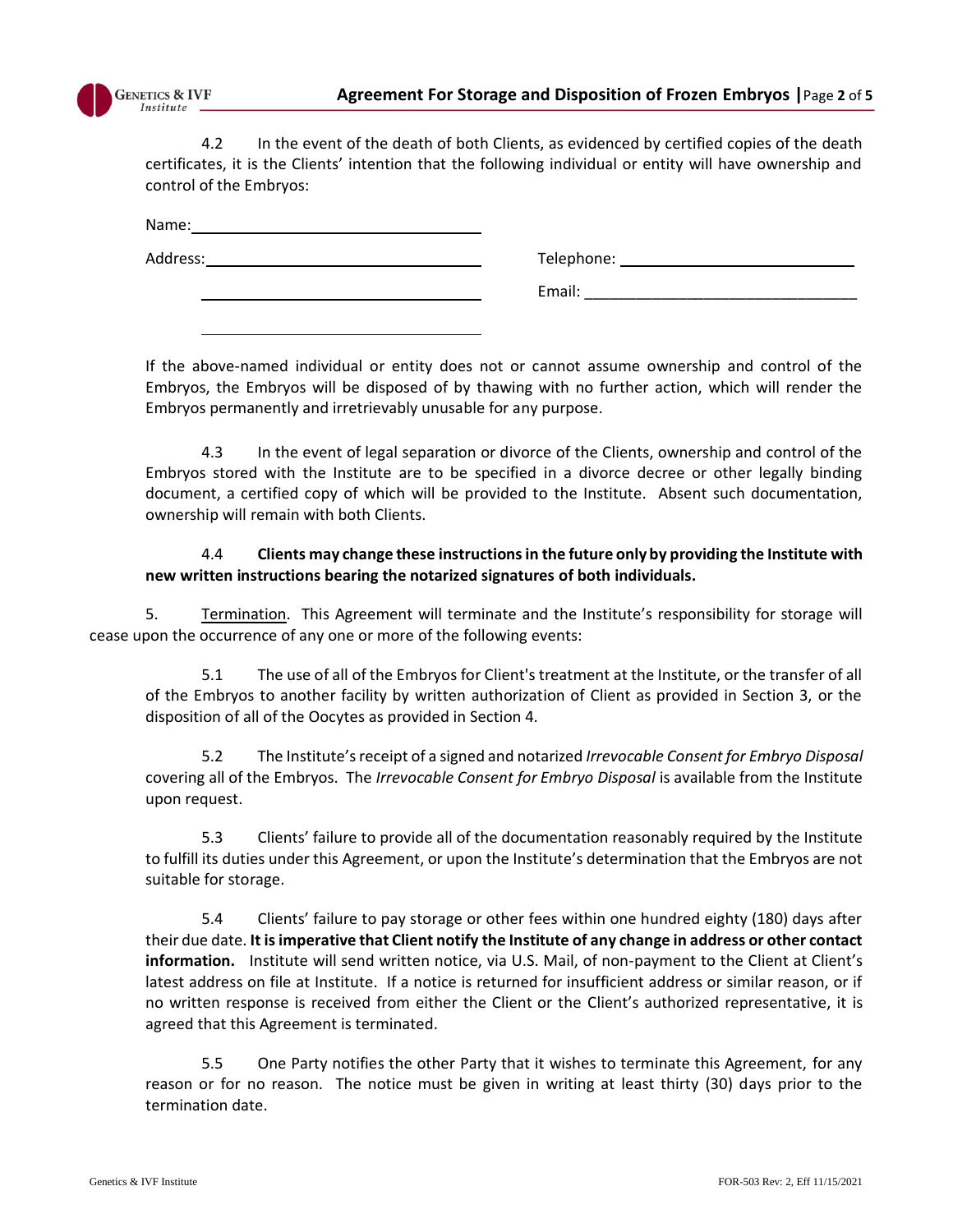4.2 In the event of the death of both Clients, as evidenced by certified copies of the death certificates, it is the Clients' intention that the following individual or entity will have ownership and control of the Embryos:

Name: ___________________________________

Address: _________________________________ Telephone: ___________________________

_________________________________________ Email: _______________________________

_________________________________________

If the above-named individual or entity does not or cannot assume ownership and control of the Embryos, the Embryos will be disposed of by thawing with no further action, which will render the Embryos permanently and irretrievably unusable for any purpose.

4.3 In the event of legal separation or divorce of the Clients, ownership and control of the Embryos stored with the Institute are to be specified in a divorce decree or other legally binding document, a certified copy of which will be provided to the Institute. Absent such documentation, ownership will remain with both Clients.

4.4 **Clients may change these instructions in the future only by providing the Institute with new written instructions bearing the notarized signatures of both individuals.**

5. Termination. This Agreement will terminate and the Institute's responsibility for storage will cease upon the occurrence of any one or more of the following events:

5.1 The use of all of the Embryos for Client's treatment at the Institute, or the transfer of all of the Embryos to another facility by written authorization of Client as provided in Section 3, or the disposition of all of the Oocytes as provided in Section 4.

5.2 The Institute's receipt of a signed and notarized *Irrevocable Consent for Embryo Disposal* covering all of the Embryos. The *Irrevocable Consent for Embryo Disposal* is available from the Institute upon request.

5.3 Clients' failure to provide all of the documentation reasonably required by the Institute to fulfill its duties under this Agreement, or upon the Institute's determination that the Embryos are not suitable for storage.

5.4 Clients' failure to pay storage or other fees within one hundred eighty (180) days after their due date. **It is imperative that Client notify the Institute of any change in address or other contact information.** Institute will send written notice, via U.S. Mail, of non-payment to the Client at Client's latest address on file at Institute. If a notice is returned for insufficient address or similar reason, or if no written response is received from either the Client or the Client's authorized representative, it is agreed that this Agreement is terminated.

5.5 One Party notifies the other Party that it wishes to terminate this Agreement, for any reason or for no reason. The notice must be given in writing at least thirty (30) days prior to the termination date.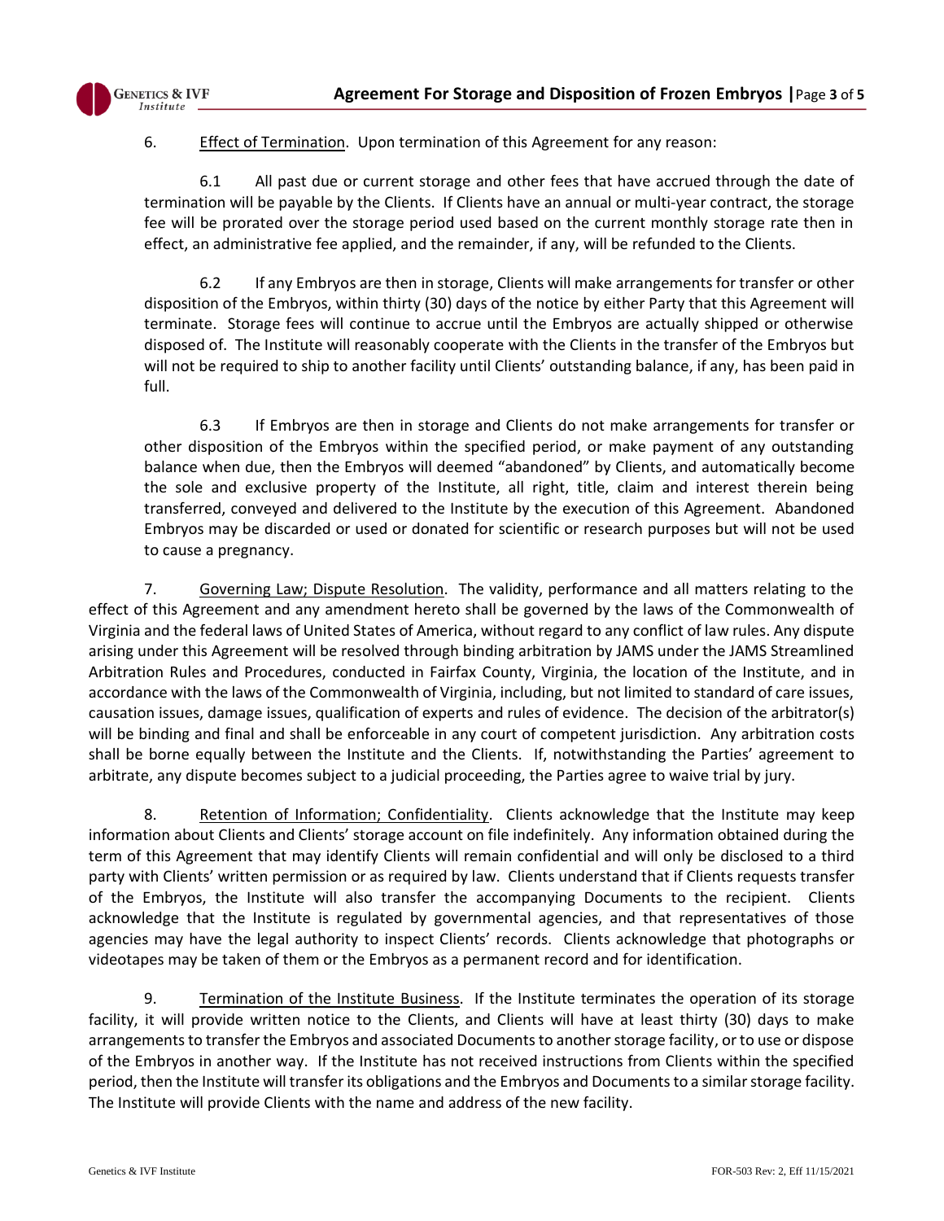6. Effect of Termination. Upon termination of this Agreement for any reason:

6.1 All past due or current storage and other fees that have accrued through the date of termination will be payable by the Clients. If Clients have an annual or multi-year contract, the storage fee will be prorated over the storage period used based on the current monthly storage rate then in effect, an administrative fee applied, and the remainder, if any, will be refunded to the Clients.

6.2 If any Embryos are then in storage, Clients will make arrangements for transfer or other disposition of the Embryos, within thirty (30) days of the notice by either Party that this Agreement will terminate. Storage fees will continue to accrue until the Embryos are actually shipped or otherwise disposed of. The Institute will reasonably cooperate with the Clients in the transfer of the Embryos but will not be required to ship to another facility until Clients' outstanding balance, if any, has been paid in full.

6.3 If Embryos are then in storage and Clients do not make arrangements for transfer or other disposition of the Embryos within the specified period, or make payment of any outstanding balance when due, then the Embryos will deemed "abandoned" by Clients, and automatically become the sole and exclusive property of the Institute, all right, title, claim and interest therein being transferred, conveyed and delivered to the Institute by the execution of this Agreement. Abandoned Embryos may be discarded or used or donated for scientific or research purposes but will not be used to cause a pregnancy.

7. Governing Law; Dispute Resolution. The validity, performance and all matters relating to the effect of this Agreement and any amendment hereto shall be governed by the laws of the Commonwealth of Virginia and the federal laws of United States of America, without regard to any conflict of law rules. Any dispute arising under this Agreement will be resolved through binding arbitration by JAMS under the JAMS Streamlined Arbitration Rules and Procedures, conducted in Fairfax County, Virginia, the location of the Institute, and in accordance with the laws of the Commonwealth of Virginia, including, but not limited to standard of care issues, causation issues, damage issues, qualification of experts and rules of evidence. The decision of the arbitrator(s) will be binding and final and shall be enforceable in any court of competent jurisdiction. Any arbitration costs shall be borne equally between the Institute and the Clients. If, notwithstanding the Parties' agreement to arbitrate, any dispute becomes subject to a judicial proceeding, the Parties agree to waive trial by jury.

8. Retention of Information; Confidentiality. Clients acknowledge that the Institute may keep information about Clients and Clients' storage account on file indefinitely. Any information obtained during the term of this Agreement that may identify Clients will remain confidential and will only be disclosed to a third party with Clients' written permission or as required by law. Clients understand that if Clients requests transfer of the Embryos, the Institute will also transfer the accompanying Documents to the recipient. Clients acknowledge that the Institute is regulated by governmental agencies, and that representatives of those agencies may have the legal authority to inspect Clients' records. Clients acknowledge that photographs or videotapes may be taken of them or the Embryos as a permanent record and for identification.

9. Termination of the Institute Business. If the Institute terminates the operation of its storage facility, it will provide written notice to the Clients, and Clients will have at least thirty (30) days to make arrangements to transfer the Embryos and associated Documents to another storage facility, or to use or dispose of the Embryos in another way. If the Institute has not received instructions from Clients within the specified period, then the Institute will transfer its obligations and the Embryos and Documents to a similar storage facility. The Institute will provide Clients with the name and address of the new facility.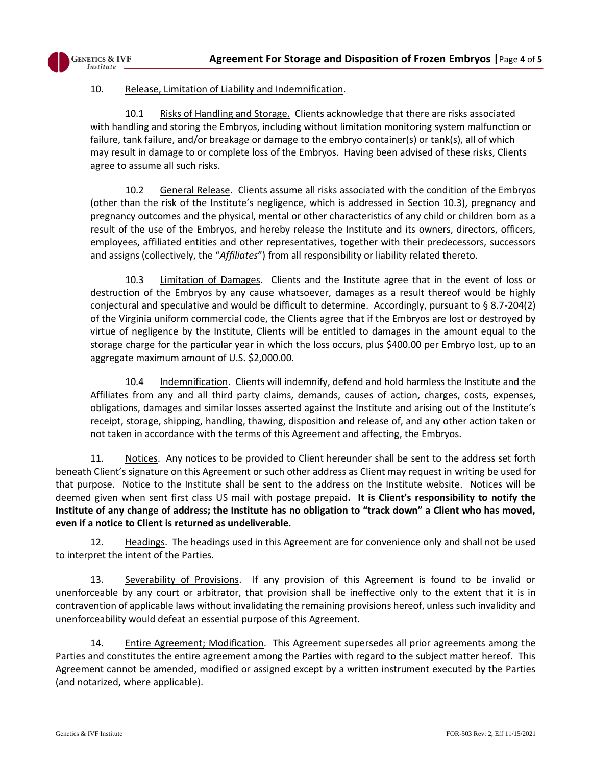10. Release, Limitation of Liability and Indemnification.

10.1 Risks of Handling and Storage. Clients acknowledge that there are risks associated with handling and storing the Embryos, including without limitation monitoring system malfunction or failure, tank failure, and/or breakage or damage to the embryo container(s) or tank(s), all of which may result in damage to or complete loss of the Embryos. Having been advised of these risks, Clients agree to assume all such risks.

10.2 General Release. Clients assume all risks associated with the condition of the Embryos (other than the risk of the Institute's negligence, which is addressed in Section 10.3), pregnancy and pregnancy outcomes and the physical, mental or other characteristics of any child or children born as a result of the use of the Embryos, and hereby release the Institute and its owners, directors, officers, employees, affiliated entities and other representatives, together with their predecessors, successors and assigns (collectively, the "*Affiliates*") from all responsibility or liability related thereto.

10.3 Limitation of Damages. Clients and the Institute agree that in the event of loss or destruction of the Embryos by any cause whatsoever, damages as a result thereof would be highly conjectural and speculative and would be difficult to determine. Accordingly, pursuant to § 8.7-204(2) of the Virginia uniform commercial code, the Clients agree that if the Embryos are lost or destroyed by virtue of negligence by the Institute, Clients will be entitled to damages in the amount equal to the storage charge for the particular year in which the loss occurs, plus $400.00 per Embryo lost, up to an aggregate maximum amount of U.S. $2,000.00.

10.4 Indemnification. Clients will indemnify, defend and hold harmless the Institute and the Affiliates from any and all third party claims, demands, causes of action, charges, costs, expenses, obligations, damages and similar losses asserted against the Institute and arising out of the Institute's receipt, storage, shipping, handling, thawing, disposition and release of, and any other action taken or not taken in accordance with the terms of this Agreement and affecting, the Embryos.

11. Notices. Any notices to be provided to Client hereunder shall be sent to the address set forth beneath Client's signature on this Agreement or such other address as Client may request in writing be used for that purpose. Notice to the Institute shall be sent to the address on the Institute website. Notices will be deemed given when sent first class US mail with postage prepaid**. It is Client's responsibility to notify the Institute of any change of address; the Institute has no obligation to "track down" a Client who has moved, even if a notice to Client is returned as undeliverable.**

12. Headings. The headings used in this Agreement are for convenience only and shall not be used to interpret the intent of the Parties.

13. Severability of Provisions. If any provision of this Agreement is found to be invalid or unenforceable by any court or arbitrator, that provision shall be ineffective only to the extent that it is in contravention of applicable laws without invalidating the remaining provisions hereof, unless such invalidity and unenforceability would defeat an essential purpose of this Agreement.

14. Entire Agreement; Modification. This Agreement supersedes all prior agreements among the Parties and constitutes the entire agreement among the Parties with regard to the subject matter hereof. This Agreement cannot be amended, modified or assigned except by a written instrument executed by the Parties (and notarized, where applicable).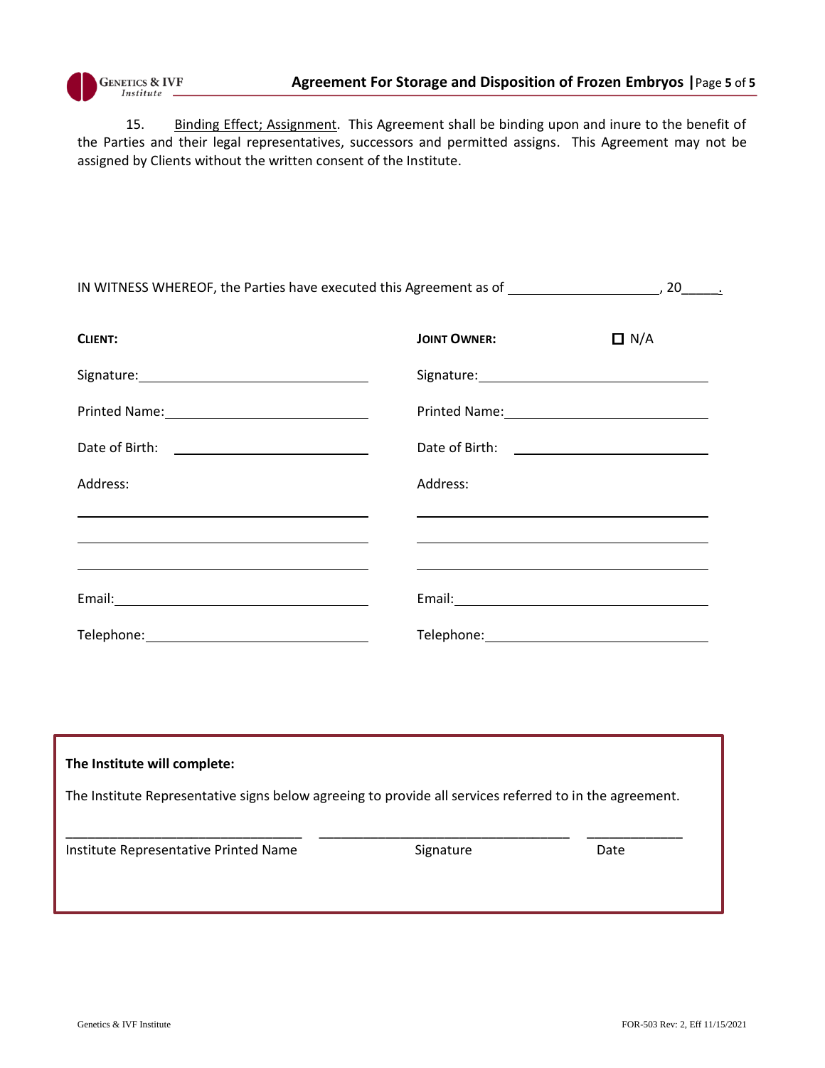15. Binding Effect; Assignment. This Agreement shall be binding upon and inure to the benefit of the Parties and their legal representatives, successors and permitted assigns. This Agreement may not be assigned by Clients without the written consent of the Institute.

IN WITNESS WHEREOF, the Parties have executed this Agreement as of ____________________, 20_____.

| **CLIENT:** | **JOINT OWNER:** ☐ N/A |
|---|---|
| Signature: ______________________________ | Signature: ______________________________ |
| Printed Name: ___________________________ | Printed Name: ___________________________ |
| Date of Birth: ___________________________ | Date of Birth: ___________________________ |
| Address: | Address: |
| ________________________________________ | ________________________________________ |
| ________________________________________ | ________________________________________ |
| ________________________________________ | ________________________________________ |
| Email: __________________________________ | Email: __________________________________ |
| Telephone: ______________________________ | Telephone: ______________________________ |

**The Institute will complete:**

The Institute Representative signs below agreeing to provide all services referred to in the agreement.

| _________________________________ | ___________________________________ | _____________ |
|---|---|---|
| Institute Representative Printed Name | Signature | Date |

Genetics & IVF Institute FOR-503 Rev: 2, Eff 11/15/2021